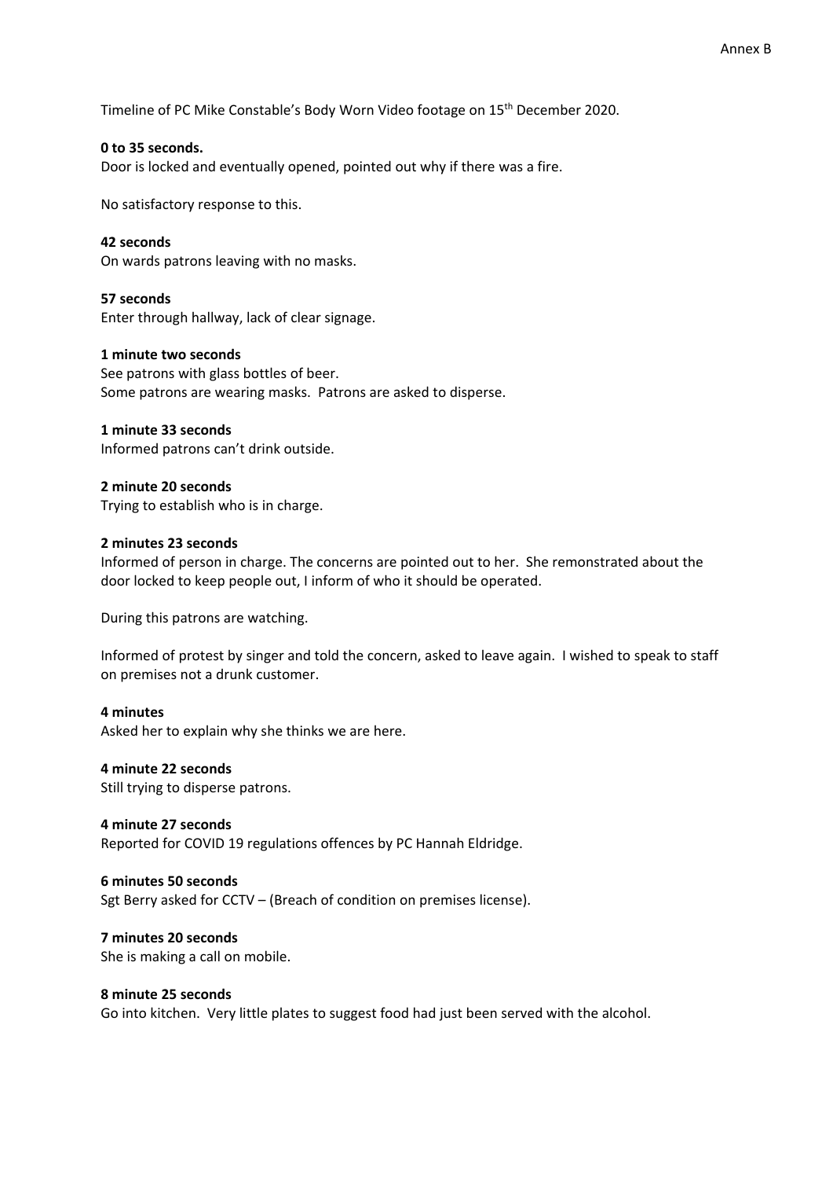Annex B

Timeline of PC Mike Constable's Body Worn Video footage on 15th December 2020.

**0 to 35 seconds.**
Door is locked and eventually opened, pointed out why if there was a fire.

No satisfactory response to this.

**42 seconds**
On wards patrons leaving with no masks.

**57 seconds**
Enter through hallway, lack of clear signage.

**1 minute two seconds**
See patrons with glass bottles of beer.
Some patrons are wearing masks. Patrons are asked to disperse.

**1 minute 33 seconds**
Informed patrons can't drink outside.

**2 minute 20 seconds**
Trying to establish who is in charge.

**2 minutes 23 seconds**
Informed of person in charge. The concerns are pointed out to her. She remonstrated about the door locked to keep people out, I inform of who it should be operated.

During this patrons are watching.

Informed of protest by singer and told the concern, asked to leave again. I wished to speak to staff on premises not a drunk customer.

**4 minutes**
Asked her to explain why she thinks we are here.

**4 minute 22 seconds**
Still trying to disperse patrons.

**4 minute 27 seconds**
Reported for COVID 19 regulations offences by PC Hannah Eldridge.

**6 minutes 50 seconds**
Sgt Berry asked for CCTV – (Breach of condition on premises license).

**7 minutes 20 seconds**
She is making a call on mobile.

**8 minute 25 seconds**
Go into kitchen. Very little plates to suggest food had just been served with the alcohol.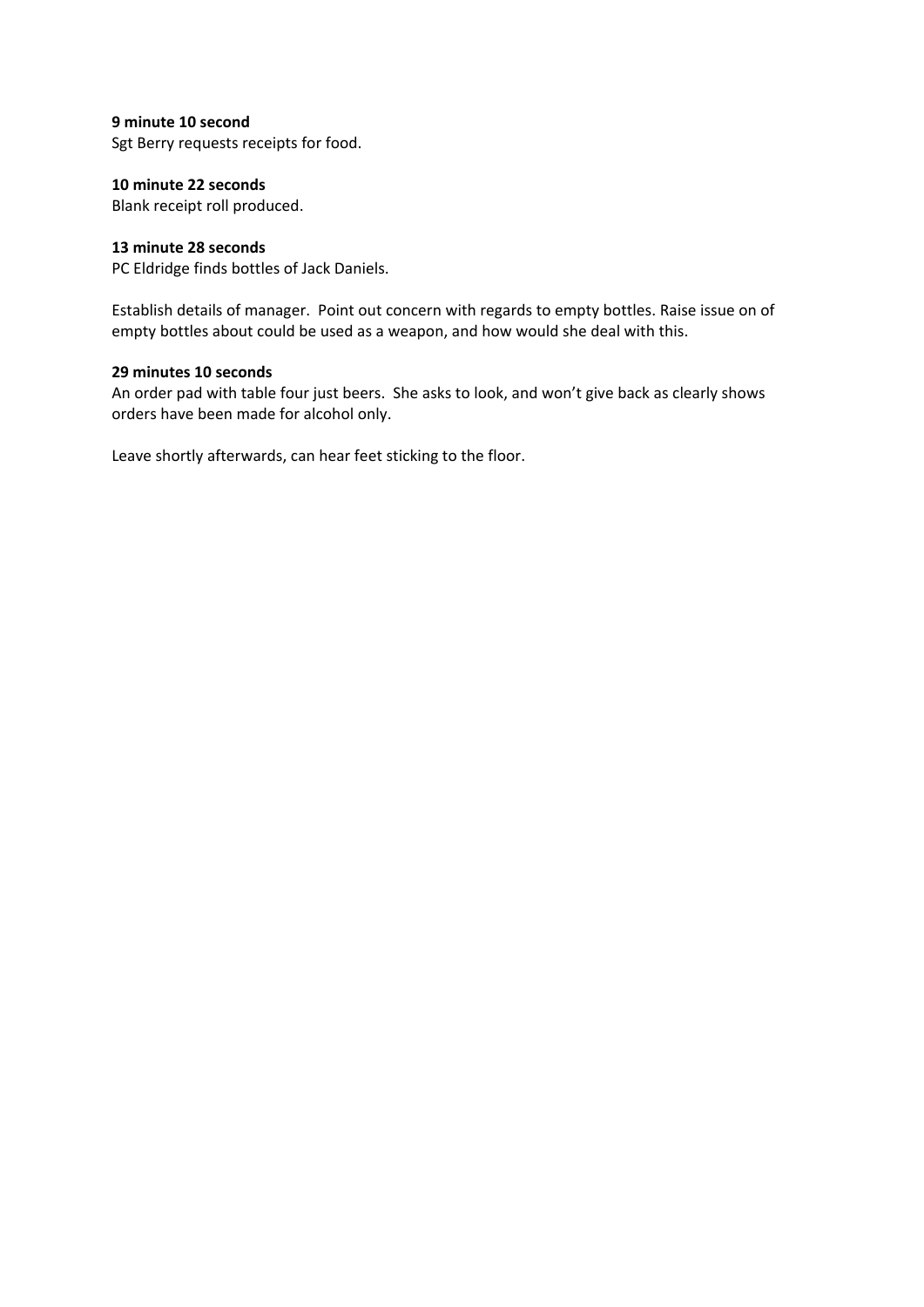**9 minute 10 second**
Sgt Berry requests receipts for food.

**10 minute 22 seconds**
Blank receipt roll produced.

**13 minute 28 seconds**
PC Eldridge finds bottles of Jack Daniels.

Establish details of manager. Point out concern with regards to empty bottles. Raise issue on of empty bottles about could be used as a weapon, and how would she deal with this.

**29 minutes 10 seconds**
An order pad with table four just beers. She asks to look, and won't give back as clearly shows orders have been made for alcohol only.

Leave shortly afterwards, can hear feet sticking to the floor.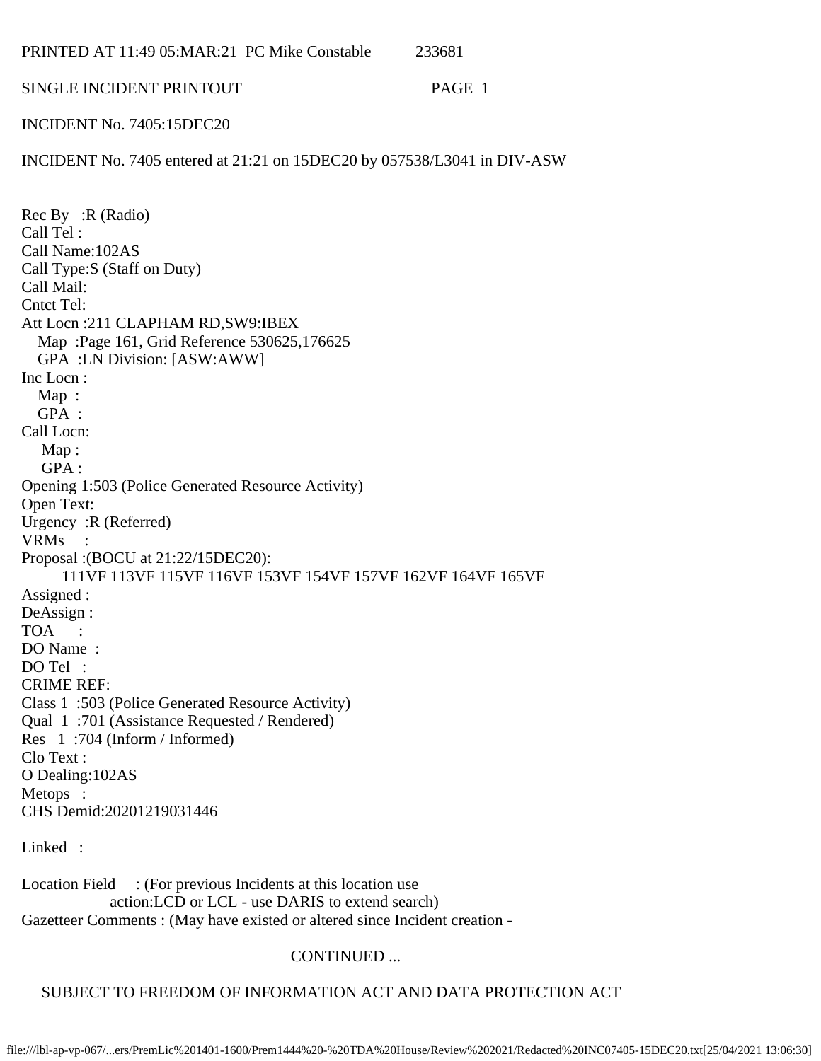PRINTED AT 11:49 05:MAR:21 PC Mike Constable 233681

SINGLE INCIDENT PRINTOUT PAGE 1

INCIDENT No. 7405:15DEC20

INCIDENT No. 7405 entered at 21:21 on 15DEC20 by 057538/L3041 in DIV-ASW

Rec By :R (Radio)
Call Tel :
Call Name:102AS
Call Type:S (Staff on Duty)
Call Mail:
Cntct Tel:
Att Locn :211 CLAPHAM RD,SW9:IBEX
  Map :Page 161, Grid Reference 530625,176625
  GPA :LN Division: [ASW:AWW]
Inc Locn :
  Map :
  GPA :
Call Locn:
  Map :
  GPA :
Opening 1:503 (Police Generated Resource Activity)
Open Text:
Urgency :R (Referred)
VRMs :
Proposal :(BOCU at 21:22/15DEC20):
  111VF 113VF 115VF 116VF 153VF 154VF 157VF 162VF 164VF 165VF
Assigned :
DeAssign :
TOA :
DO Name :
DO Tel :
CRIME REF:
Class 1 :503 (Police Generated Resource Activity)
Qual 1 :701 (Assistance Requested / Rendered)
Res 1 :704 (Inform / Informed)
Clo Text :
O Dealing:102AS
Metops :
CHS Demid:20201219031446

Linked :

Location Field : (For previous Incidents at this location use
  action:LCD or LCL - use DARIS to extend search)
Gazetteer Comments : (May have existed or altered since Incident creation -

CONTINUED ...

SUBJECT TO FREEDOM OF INFORMATION ACT AND DATA PROTECTION ACT

file:///lbl-ap-vp-067/...ers/PremLic%201401-1600/Prem1444%20-%20TDA%20House/Review%202021/Redacted%20INC07405-15DEC20.txt[25/04/2021 13:06:30]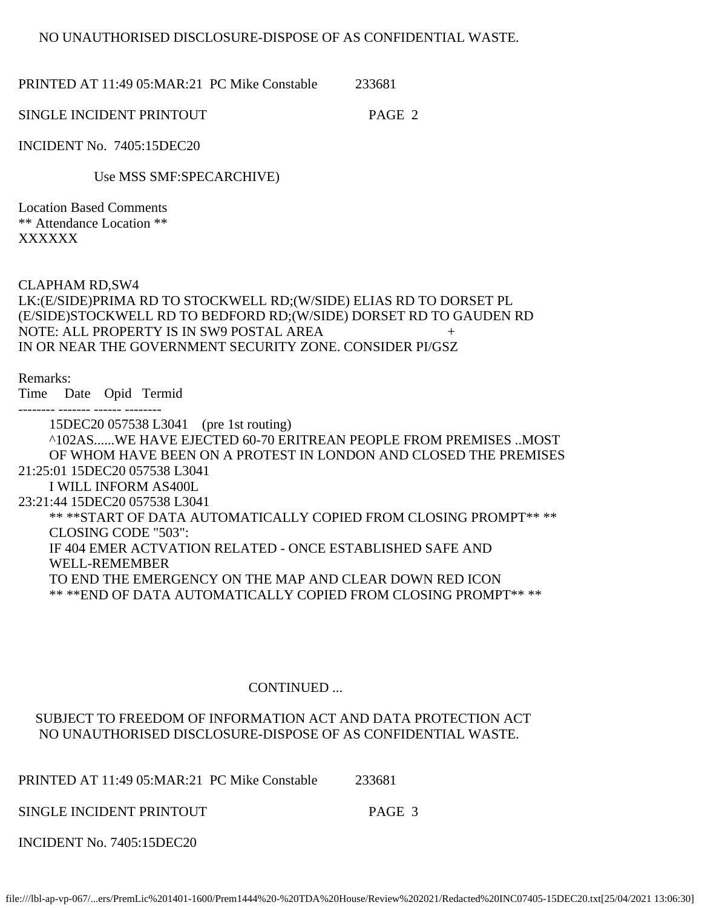NO UNAUTHORISED DISCLOSURE-DISPOSE OF AS CONFIDENTIAL WASTE.

PRINTED AT 11:49 05:MAR:21 PC Mike Constable 233681

SINGLE INCIDENT PRINTOUT PAGE 2

INCIDENT No. 7405:15DEC20

Use MSS SMF:SPECARCHIVE)

Location Based Comments
** Attendance Location **
XXXXXX

CLAPHAM RD,SW4
LK:(E/SIDE)PRIMA RD TO STOCKWELL RD;(W/SIDE) ELIAS RD TO DORSET PL
(E/SIDE)STOCKWELL RD TO BEDFORD RD;(W/SIDE) DORSET RD TO GAUDEN RD
NOTE: ALL PROPERTY IS IN SW9 POSTAL AREA +
IN OR NEAR THE GOVERNMENT SECURITY ZONE. CONSIDER PI/GSZ

Remarks:

```
Time     Date    Opid   Termid
-------- ------- ------ --------
         15DEC20 057538 L3041    (pre 1st routing)
         ^102AS......WE HAVE EJECTED 60-70 ERITREAN PEOPLE FROM PREMISES ..MOST
         OF WHOM HAVE BEEN ON A PROTEST IN LONDON AND CLOSED THE PREMISES
21:25:01 15DEC20 057538 L3041
         I WILL INFORM AS400L
23:21:44 15DEC20 057538 L3041
         ** **START OF DATA AUTOMATICALLY COPIED FROM CLOSING PROMPT** **
         CLOSING CODE "503":
         IF 404 EMER ACTVATION RELATED - ONCE ESTABLISHED SAFE AND
         WELL-REMEMBER
         TO END THE EMERGENCY ON THE MAP AND CLEAR DOWN RED ICON
         ** **END OF DATA AUTOMATICALLY COPIED FROM CLOSING PROMPT** **
```

CONTINUED ...

SUBJECT TO FREEDOM OF INFORMATION ACT AND DATA PROTECTION ACT
NO UNAUTHORISED DISCLOSURE-DISPOSE OF AS CONFIDENTIAL WASTE.

PRINTED AT 11:49 05:MAR:21 PC Mike Constable 233681

SINGLE INCIDENT PRINTOUT PAGE 3

INCIDENT No. 7405:15DEC20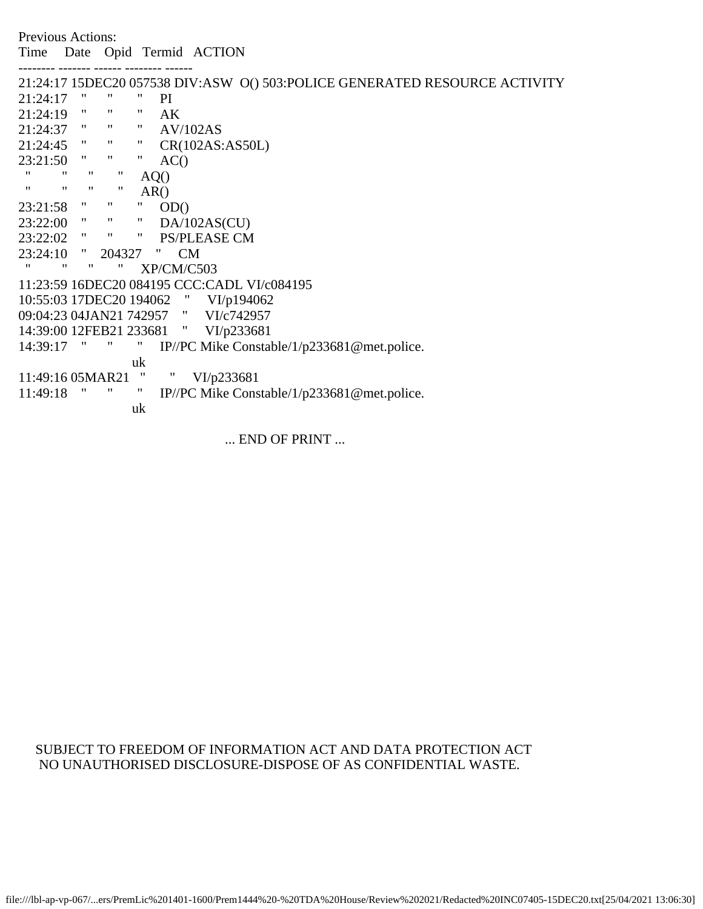Previous Actions:

```
Time     Date    Opid   Termid   ACTION
-------- ------- ------ -------- ------
21:24:17 15DEC20 057538 DIV:ASW  O() 503:POLICE GENERATED RESOURCE ACTIVITY
21:24:17    "       "       "    PI
21:24:19    "       "       "    AK
21:24:37    "       "       "    AV/102AS
21:24:45    "       "       "    CR(102AS:AS50L)
23:21:50    "       "       "    AC()
   "        "       "       "    AQ()
   "        "       "       "    AR()
23:21:58    "       "       "    OD()
23:22:00    "       "       "    DA/102AS(CU)
23:22:02    "       "       "    PS/PLEASE CM
23:24:10    "    204327     "    CM
   "        "       "       "    XP/CM/C503
11:23:59 16DEC20 084195 CCC:CADL VI/c084195
10:55:03 17DEC20 194062     "    VI/p194062
09:04:23 04JAN21 742957     "    VI/c742957
14:39:00 12FEB21 233681     "    VI/p233681
14:39:17    "       "       "    IP//PC Mike Constable/1/p233681@met.police.
                                 uk
11:49:16 05MAR21    "       "    VI/p233681
11:49:18    "       "       "    IP//PC Mike Constable/1/p233681@met.police.
                                 uk
```

... END OF PRINT ...

SUBJECT TO FREEDOM OF INFORMATION ACT AND DATA PROTECTION ACT
NO UNAUTHORISED DISCLOSURE-DISPOSE OF AS CONFIDENTIAL WASTE.